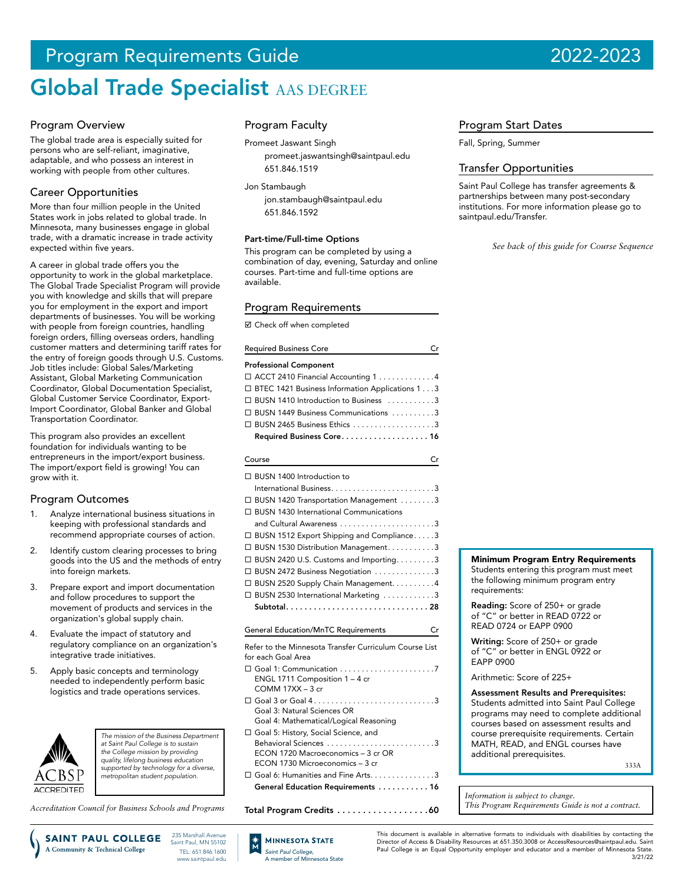# Program Requirements Guide 2022-2023

# Global Trade Specialist AAS DEGREE

## Program Overview

The global trade area is especially suited for persons who are self-reliant, imaginative, adaptable, and who possess an interest in working with people from other cultures.

## Career Opportunities

More than four million people in the United States work in jobs related to global trade. In Minnesota, many businesses engage in global trade, with a dramatic increase in trade activity expected within five years.

A career in global trade offers you the opportunity to work in the global marketplace. The Global Trade Specialist Program will provide you with knowledge and skills that will prepare you for employment in the export and import departments of businesses. You will be working with people from foreign countries, handling foreign orders, filling overseas orders, handling customer matters and determining tariff rates for the entry of foreign goods through U.S. Customs. Job titles include: Global Sales/Marketing Assistant, Global Marketing Communication Coordinator, Global Documentation Specialist, Global Customer Service Coordinator, Export-Import Coordinator, Global Banker and Global Transportation Coordinator.

This program also provides an excellent foundation for individuals wanting to be entrepreneurs in the import/export business. The import/export field is growing! You can grow with it.

## Program Outcomes

1. Analyze international business situations in keeping with professional standards and recommend appropriate courses of action.
2. Identify custom clearing processes to bring goods into the US and the methods of entry into foreign markets.
3. Prepare export and import documentation and follow procedures to support the movement of products and services in the organization's global supply chain.
4. Evaluate the impact of statutory and regulatory compliance on an organization's integrative trade initiatives.
5. Apply basic concepts and terminology needed to independently perform basic logistics and trade operations services.

ACBSP ACCREDITED

*The mission of the Business Department at Saint Paul College is to sustain the College mission by providing quality, lifelong business education supported by technology for a diverse, metropolitan student population.*

*Accreditation Council for Business Schools and Programs*

## Program Faculty

Promeet Jaswant Singh
promeet.jaswantsingh@saintpaul.edu
651.846.1519

Jon Stambaugh
jon.stambaugh@saintpaul.edu
651.846.1592

**Part-time/Full-time Options**

This program can be completed by using a combination of day, evening, Saturday and online courses. Part-time and full-time options are available.

## Program Requirements

☑ Check off when completed

| Required Business Core | Cr |
|---|---|
| **Professional Component** | |
| ☐ ACCT 2410 Financial Accounting 1 | 4 |
| ☐ BTEC 1421 Business Information Applications 1 | 3 |
| ☐ BUSN 1410 Introduction to Business | 3 |
| ☐ BUSN 1449 Business Communications | 3 |
| ☐ BUSN 2465 Business Ethics | 3 |
| **Required Business Core** | **16** |

| Course | Cr |
|---|---|
| ☐ BUSN 1400 Introduction to International Business | 3 |
| ☐ BUSN 1420 Transportation Management | 3 |
| ☐ BUSN 1430 International Communications and Cultural Awareness | 3 |
| ☐ BUSN 1512 Export Shipping and Compliance | 3 |
| ☐ BUSN 1530 Distribution Management | 3 |
| ☐ BUSN 2420 U.S. Customs and Importing | 3 |
| ☐ BUSN 2472 Business Negotiation | 3 |
| ☐ BUSN 2520 Supply Chain Management | 4 |
| ☐ BUSN 2530 International Marketing | 3 |
| **Subtotal** | **28** |

| General Education/MnTC Requirements | Cr |
|---|---|
| Refer to the Minnesota Transfer Curriculum Course List for each Goal Area | |
| ☐ Goal 1: Communication<br>ENGL 1711 Composition 1 – 4 cr<br>COMM 17XX – 3 cr | 7 |
| ☐ Goal 3 or Goal 4<br>Goal 3: Natural Sciences OR<br>Goal 4: Mathematical/Logical Reasoning | 3 |
| ☐ Goal 5: History, Social Science, and Behavioral Sciences<br>ECON 1720 Macroeconomics – 3 cr OR<br>ECON 1730 Microeconomics – 3 cr | 3 |
| ☐ Goal 6: Humanities and Fine Arts | 3 |
| **General Education Requirements** | **16** |

**Total Program Credits .................. 60**

## Program Start Dates

Fall, Spring, Summer

## Transfer Opportunities

Saint Paul College has transfer agreements & partnerships between many post-secondary institutions. For more information please go to saintpaul.edu/Transfer.

*See back of this guide for Course Sequence*

**Minimum Program Entry Requirements**

Students entering this program must meet the following minimum program entry requirements:

**Reading:** Score of 250+ or grade of "C" or better in READ 0722 or READ 0724 or EAPP 0900

**Writing:** Score of 250+ or grade of "C" or better in ENGL 0922 or EAPP 0900

Arithmetic: Score of 225+

**Assessment Results and Prerequisites:** Students admitted into Saint Paul College programs may need to complete additional courses based on assessment results and course prerequisite requirements. Certain MATH, READ, and ENGL courses have additional prerequisites.

333A

*Information is subject to change.*
*This Program Requirements Guide is not a contract.*

SAINT PAUL COLLEGE — A Community & Technical College — 235 Marshall Avenue, Saint Paul, MN 55102 — TEL: 651.846.1600 — www.saintpaul.edu

MINNESOTA STATE — Saint Paul College, A member of Minnesota State

This document is available in alternative formats to individuals with disabilities by contacting the Director of Access & Disability Resources at 651.350.3008 or AccessResources@saintpaul.edu. Saint Paul College is an Equal Opportunity employer and educator and a member of Minnesota State. 3/21/22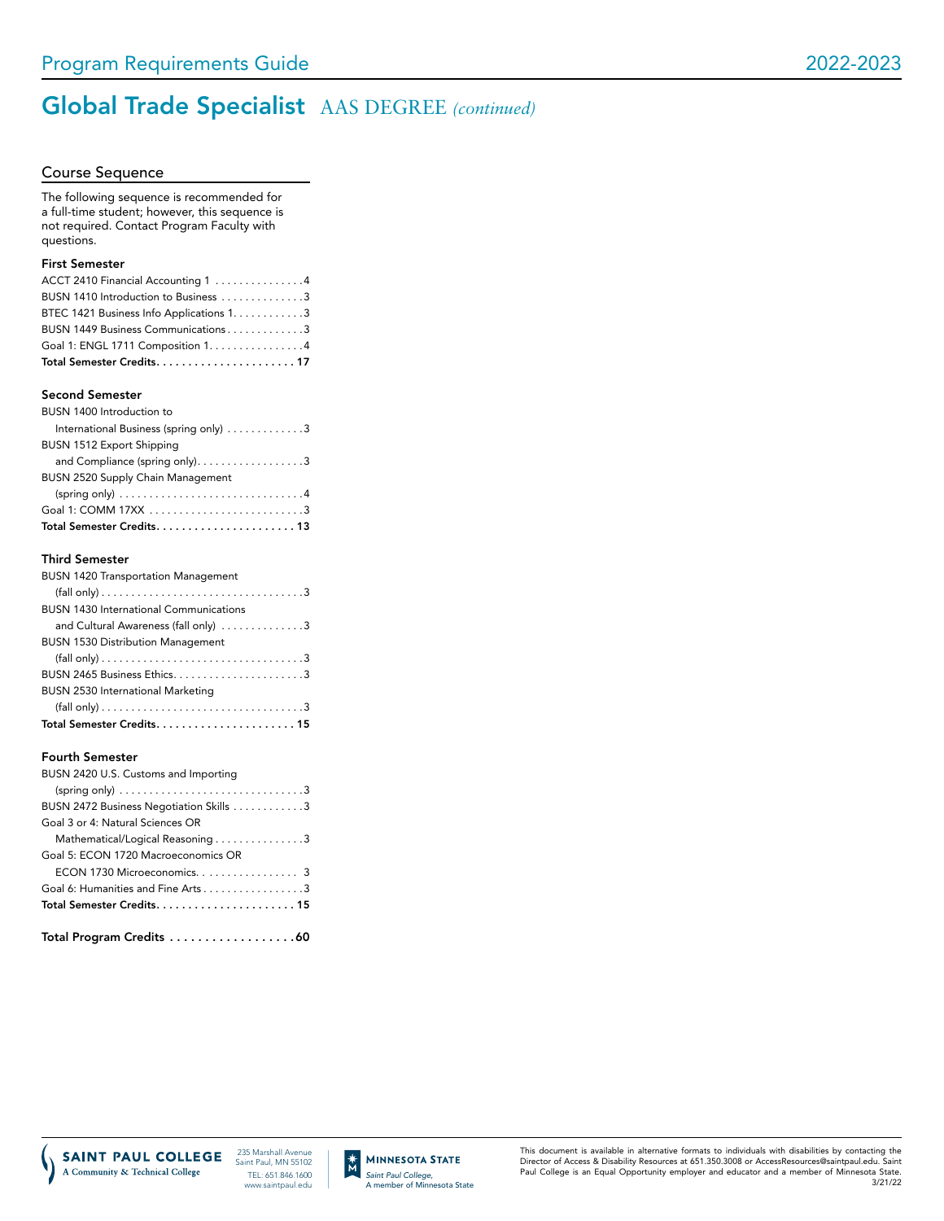# Global Trade Specialist AAS DEGREE *(continued)*

## Course Sequence

The following sequence is recommended for a full-time student; however, this sequence is not required. Contact Program Faculty with questions.

### First Semester

| | |
|---|---|
| ACCT 2410 Financial Accounting 1 | 4 |
| BUSN 1410 Introduction to Business | 3 |
| BTEC 1421 Business Info Applications 1 | 3 |
| BUSN 1449 Business Communications | 3 |
| Goal 1: ENGL 1711 Composition 1 | 4 |
| **Total Semester Credits** | **17** |

### Second Semester

| | |
|---|---|
| BUSN 1400 Introduction to International Business (spring only) | 3 |
| BUSN 1512 Export Shipping and Compliance (spring only) | 3 |
| BUSN 2520 Supply Chain Management (spring only) | 4 |
| Goal 1: COMM 17XX | 3 |
| **Total Semester Credits** | **13** |

### Third Semester

| | |
|---|---|
| BUSN 1420 Transportation Management (fall only) | 3 |
| BUSN 1430 International Communications and Cultural Awareness (fall only) | 3 |
| BUSN 1530 Distribution Management (fall only) | 3 |
| BUSN 2465 Business Ethics | 3 |
| BUSN 2530 International Marketing (fall only) | 3 |
| **Total Semester Credits** | **15** |

### Fourth Semester

| | |
|---|---|
| BUSN 2420 U.S. Customs and Importing (spring only) | 3 |
| BUSN 2472 Business Negotiation Skills | 3 |
| Goal 3 or 4: Natural Sciences OR Mathematical/Logical Reasoning | 3 |
| Goal 5: ECON 1720 Macroeconomics OR ECON 1730 Microeconomics | 3 |
| Goal 6: Humanities and Fine Arts | 3 |
| **Total Semester Credits** | **15** |

**Total Program Credits ..................60**

This document is available in alternative formats to individuals with disabilities by contacting the Director of Access & Disability Resources at 651.350.3008 or AccessResources@saintpaul.edu. Saint Paul College is an Equal Opportunity employer and educator and a member of Minnesota State. 3/21/22